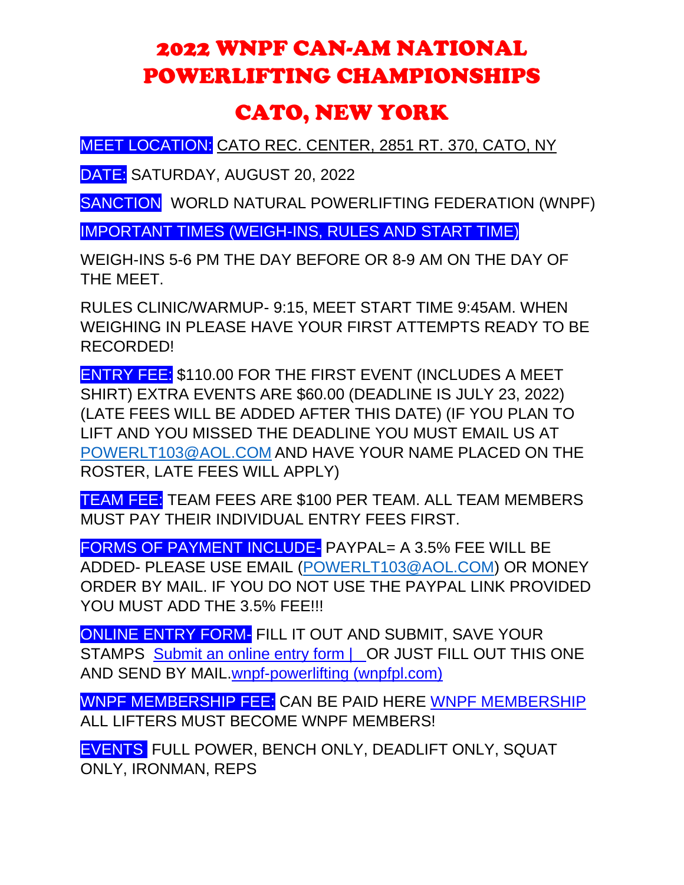# 2022 WNPF CAN-AM NATIONAL POWERLIFTING CHAMPIONSHIPS

## CATO, NEW YORK

**MEET LOCATION:** CATO REC. CENTER, 2851 RT. 370, CATO, NY

**DATE:** SATURDAY, AUGUST 20, 2022

**SANCTION** WORLD NATURAL POWERLIFTING FEDERATION (WNPF)

**IMPORTANT TIMES (WEIGH-INS, RULES AND START TIME)**

WEIGH-INS 5-6 PM THE DAY BEFORE OR 8-9 AM ON THE DAY OF THE MEET.

RULES CLINIC/WARMUP- 9:15, MEET START TIME 9:45AM. WHEN WEIGHING IN PLEASE HAVE YOUR FIRST ATTEMPTS READY TO BE RECORDED!

**ENTRY FEE:** $110.00 FOR THE FIRST EVENT (INCLUDES A MEET SHIRT) EXTRA EVENTS ARE $60.00 (DEADLINE IS JULY 23, 2022) (LATE FEES WILL BE ADDED AFTER THIS DATE) (IF YOU PLAN TO LIFT AND YOU MISSED THE DEADLINE YOU MUST EMAIL US AT POWERLT103@AOL.COM AND HAVE YOUR NAME PLACED ON THE ROSTER, LATE FEES WILL APPLY)

**TEAM FEE:** TEAM FEES ARE $100 PER TEAM. ALL TEAM MEMBERS MUST PAY THEIR INDIVIDUAL ENTRY FEES FIRST.

**FORMS OF PAYMENT INCLUDE-** PAYPAL= A 3.5% FEE WILL BE ADDED- PLEASE USE EMAIL (POWERLT103@AOL.COM) OR MONEY ORDER BY MAIL. IF YOU DO NOT USE THE PAYPAL LINK PROVIDED YOU MUST ADD THE 3.5% FEE!!!

**ONLINE ENTRY FORM-** FILL IT OUT AND SUBMIT, SAVE YOUR STAMPS Submit an online entry form | OR JUST FILL OUT THIS ONE AND SEND BY MAIL.wnpf-powerlifting (wnpfpl.com)

**WNPF MEMBERSHIP FEE:** CAN BE PAID HERE WNPF MEMBERSHIP ALL LIFTERS MUST BECOME WNPF MEMBERS!

**EVENTS** FULL POWER, BENCH ONLY, DEADLIFT ONLY, SQUAT ONLY, IRONMAN, REPS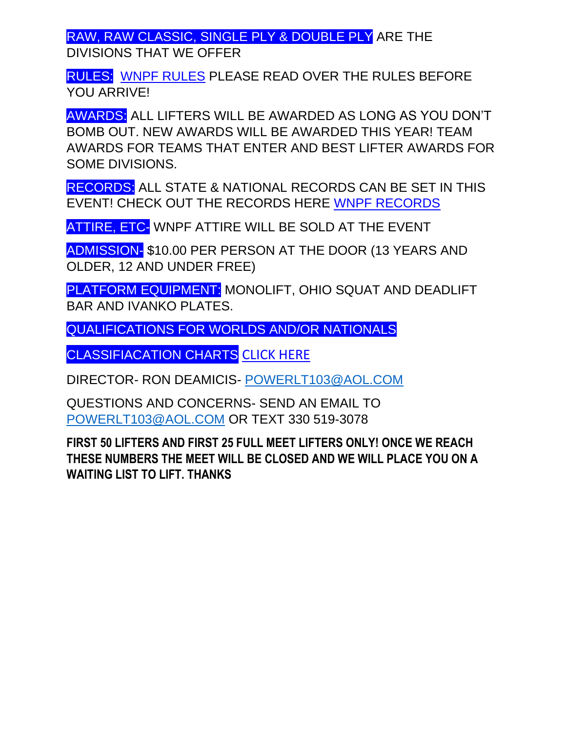RAW, RAW CLASSIC, SINGLE PLY & DOUBLE PLY ARE THE DIVISIONS THAT WE OFFER

RULES: WNPF RULES PLEASE READ OVER THE RULES BEFORE YOU ARRIVE!

AWARDS: ALL LIFTERS WILL BE AWARDED AS LONG AS YOU DON'T BOMB OUT. NEW AWARDS WILL BE AWARDED THIS YEAR! TEAM AWARDS FOR TEAMS THAT ENTER AND BEST LIFTER AWARDS FOR SOME DIVISIONS.

RECORDS: ALL STATE & NATIONAL RECORDS CAN BE SET IN THIS EVENT! CHECK OUT THE RECORDS HERE WNPF RECORDS

ATTIRE, ETC- WNPF ATTIRE WILL BE SOLD AT THE EVENT

ADMISSION- $10.00 PER PERSON AT THE DOOR (13 YEARS AND OLDER, 12 AND UNDER FREE)

PLATFORM EQUIPMENT: MONOLIFT, OHIO SQUAT AND DEADLIFT BAR AND IVANKO PLATES.

QUALIFICATIONS FOR WORLDS AND/OR NATIONALS

CLASSIFIACATION CHARTS CLICK HERE

DIRECTOR- RON DEAMICIS- POWERLT103@AOL.COM

QUESTIONS AND CONCERNS- SEND AN EMAIL TO POWERLT103@AOL.COM OR TEXT 330 519-3078

**FIRST 50 LIFTERS AND FIRST 25 FULL MEET LIFTERS ONLY! ONCE WE REACH THESE NUMBERS THE MEET WILL BE CLOSED AND WE WILL PLACE YOU ON A WAITING LIST TO LIFT. THANKS**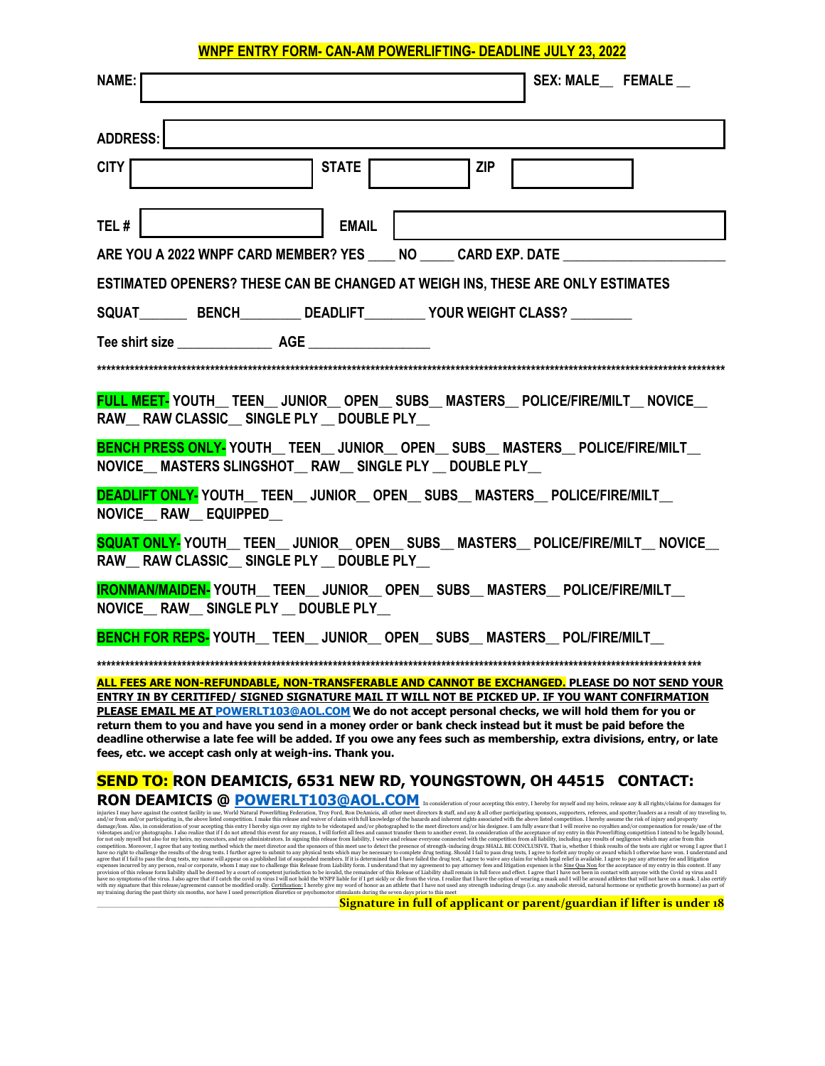## WNPF ENTRY FORM- CAN-AM POWERLIFTING- DEADLINE JULY 23, 2022

**NAME:** ____________________ **SEX: MALE__ FEMALE __**

**ADDRESS:** ____________________

**CITY** __________ **STATE** __________ **ZIP** __________

**TEL #** __________ **EMAIL** __________

**ARE YOU A 2022 WNPF CARD MEMBER? YES ____ NO ____ CARD EXP. DATE ______________________**

**ESTIMATED OPENERS? THESE CAN BE CHANGED AT WEIGH INS, THESE ARE ONLY ESTIMATES**

**SQUAT_______ BENCH________ DEADLIFT________ YOUR WEIGHT CLASS? ________**

**Tee shirt size _____________ AGE ________________**

************************************************************************************************************************

**FULL MEET-** YOUTH__ TEEN__ JUNIOR__ OPEN__ SUBS__ MASTERS__ POLICE/FIRE/MILT__ NOVICE__ RAW__ RAW CLASSIC__ SINGLE PLY __ DOUBLE PLY__

**BENCH PRESS ONLY-** YOUTH__ TEEN__ JUNIOR__ OPEN__ SUBS__ MASTERS__ POLICE/FIRE/MILT__ NOVICE__ MASTERS SLINGSHOT__ RAW__ SINGLE PLY __ DOUBLE PLY__

**DEADLIFT ONLY-** YOUTH__ TEEN__ JUNIOR__ OPEN__ SUBS__ MASTERS__ POLICE/FIRE/MILT__ NOVICE__ RAW__ EQUIPPED__

**SQUAT ONLY-** YOUTH__ TEEN__ JUNIOR__ OPEN__ SUBS__ MASTERS__ POLICE/FIRE/MILT__ NOVICE__ RAW__ RAW CLASSIC__ SINGLE PLY __ DOUBLE PLY__

**IRONMAN/MAIDEN-** YOUTH__ TEEN__ JUNIOR__ OPEN__ SUBS__ MASTERS__ POLICE/FIRE/MILT__ NOVICE__ RAW__ SINGLE PLY __ DOUBLE PLY__

**BENCH FOR REPS-** YOUTH__ TEEN__ JUNIOR__ OPEN__ SUBS__ MASTERS__ POL/FIRE/MILT__

************************************************************************************************************************

**ALL FEES ARE NON-REFUNDABLE, NON-TRANSFERABLE AND CANNOT BE EXCHANGED. PLEASE DO NOT SEND YOUR ENTRY IN BY CERITIFED/ SIGNED SIGNATURE MAIL IT WILL NOT BE PICKED UP. IF YOU WANT CONFIRMATION PLEASE EMAIL ME AT POWERLT103@AOL.COM** **We do not accept personal checks, we will hold them for you or return them to you and have you send in a money order or bank check instead but it must be paid before the deadline otherwise a late fee will be added. If you owe any fees such as membership, extra divisions, entry, or late fees, etc. we accept cash only at weigh-ins. Thank you.**

**SEND TO: RON DEAMICIS, 6531 NEW RD, YOUNGSTOWN, OH 44515 CONTACT: RON DEAMICIS @ POWERLT103@AOL.COM**

In consideration of your accepting this entry, I hereby for myself and my heirs, release any & all rights/claims for damages for injuries I may have against the contest facility in use, World Natural Powerlifting Federation, Troy Ford, Ron DeAmicis, all other meet directors & staff, and any & all other participating sponsors, supporters, referees, and spotter/loaders as a result of my traveling to, and/or from and/or participating in, the above listed competition. I make this release and waiver of claim with full knowledge of the hazards and inherent rights associated with the above listed competition. I hereby assume the risk of injury and property damage/loss. Also, in consideration of your accepting this entry I hereby sign over my rights to be videotaped and/or photographed to the meet directors and/or his designee. I am fully aware that I will receive no royalties and/or compensation for resale/use of the videotapes and/or photographs. I also realize that if I do not attend this event for any reason, I will forfeit all fees and cannot transfer them to another event. In consideration of the acceptance of my entry in this Powerlifting competition I intend to be legally bound, for not only myself but also for my heirs, my executors, and my administrators. In signing this release from liability, I waive and release everyone connected with the competition from all liability, including any results of negligence which may arise from this competition. Moreover, I agree that any testing method which the meet director and the sponsors of this meet use to detect the presence of strength-inducing drugs SHALL BE CONCLUSIVE. That is, whether I think results of the tests are right or wrong I agree that I have no right to challenge the results of the drug tests. I further agree to submit to any physical tests which may be necessary to complete drug testing. Should I fail to pass drug tests, I agree to forfeit any trophy or award which I otherwise have won. I understand and agree that if I fail to pass the drug tests, my name will appear on a published list of suspended members. If it is determined that I have failed the drug test, I agree to waive any claim for which legal relief is available. I agree to pay any attorney fee and litigation expenses incurred by any person, real or corporate, whom I may sue to challenge this Release from Liability form. I understand that my agreement to pay attorney fees and litigation expenses is the Sine Qua Non for the acceptance of my entry in this contest. If any provision of this release form liability shall be deemed by a court of competent jurisdiction to be invalid, the remainder of this Release of Liability shall remain in full force and effect. I agree that I have not been in contact with anyone with the Covid 19 virus and I have no symptoms of the virus. I also agree that if I catch the covid 19 virus I will not hold the WNPF liable for if I get sickly or die from the virus. I realize that I have the option of wearing a mask and I will be around athletes that will not have on a mask. I also certify with my signature that this release/agreement cannot be modified orally. Certification: I hereby give my word of honor as an athlete that I have not used any strength inducing drugs (i.e. any anabolic steroid, natural hormone or synthetic growth hormone) as part of my training during the past thirty six months, nor have I used prescription diuretics or psychomotor stimulants during the seven days prior to this meet

______________________________________________ **Signature in full of applicant or parent/guardian if lifter is under 18**